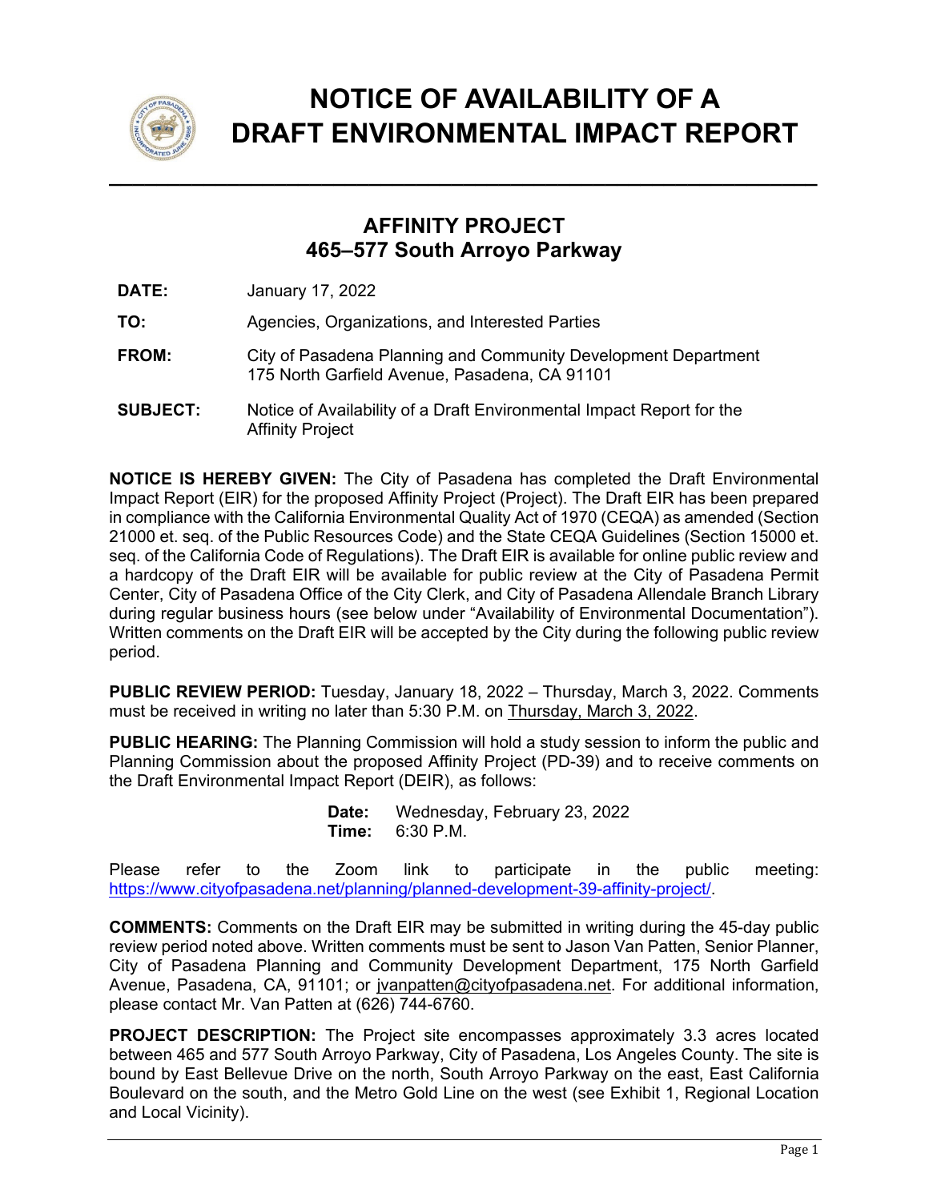# NOTICE OF AVAILABILITY OF A DRAFT ENVIRONMENTAL IMPACT REPORT

## AFFINITY PROJECT
## 465–577 South Arroyo Parkway

**DATE:** January 17, 2022

**TO:** Agencies, Organizations, and Interested Parties

**FROM:** City of Pasadena Planning and Community Development Department
175 North Garfield Avenue, Pasadena, CA 91101

**SUBJECT:** Notice of Availability of a Draft Environmental Impact Report for the Affinity Project

**NOTICE IS HEREBY GIVEN:** The City of Pasadena has completed the Draft Environmental Impact Report (EIR) for the proposed Affinity Project (Project). The Draft EIR has been prepared in compliance with the California Environmental Quality Act of 1970 (CEQA) as amended (Section 21000 et. seq. of the Public Resources Code) and the State CEQA Guidelines (Section 15000 et. seq. of the California Code of Regulations). The Draft EIR is available for online public review and a hardcopy of the Draft EIR will be available for public review at the City of Pasadena Permit Center, City of Pasadena Office of the City Clerk, and City of Pasadena Allendale Branch Library during regular business hours (see below under "Availability of Environmental Documentation"). Written comments on the Draft EIR will be accepted by the City during the following public review period.

**PUBLIC REVIEW PERIOD:** Tuesday, January 18, 2022 – Thursday, March 3, 2022. Comments must be received in writing no later than 5:30 P.M. on Thursday, March 3, 2022.

**PUBLIC HEARING:** The Planning Commission will hold a study session to inform the public and Planning Commission about the proposed Affinity Project (PD-39) and to receive comments on the Draft Environmental Impact Report (DEIR), as follows:

**Date:** Wednesday, February 23, 2022
**Time:** 6:30 P.M.

Please refer to the Zoom link to participate in the public meeting: https://www.cityofpasadena.net/planning/planned-development-39-affinity-project/.

**COMMENTS:** Comments on the Draft EIR may be submitted in writing during the 45-day public review period noted above. Written comments must be sent to Jason Van Patten, Senior Planner, City of Pasadena Planning and Community Development Department, 175 North Garfield Avenue, Pasadena, CA, 91101; or jvanpatten@cityofpasadena.net. For additional information, please contact Mr. Van Patten at (626) 744-6760.

**PROJECT DESCRIPTION:** The Project site encompasses approximately 3.3 acres located between 465 and 577 South Arroyo Parkway, City of Pasadena, Los Angeles County. The site is bound by East Bellevue Drive on the north, South Arroyo Parkway on the east, East California Boulevard on the south, and the Metro Gold Line on the west (see Exhibit 1, Regional Location and Local Vicinity).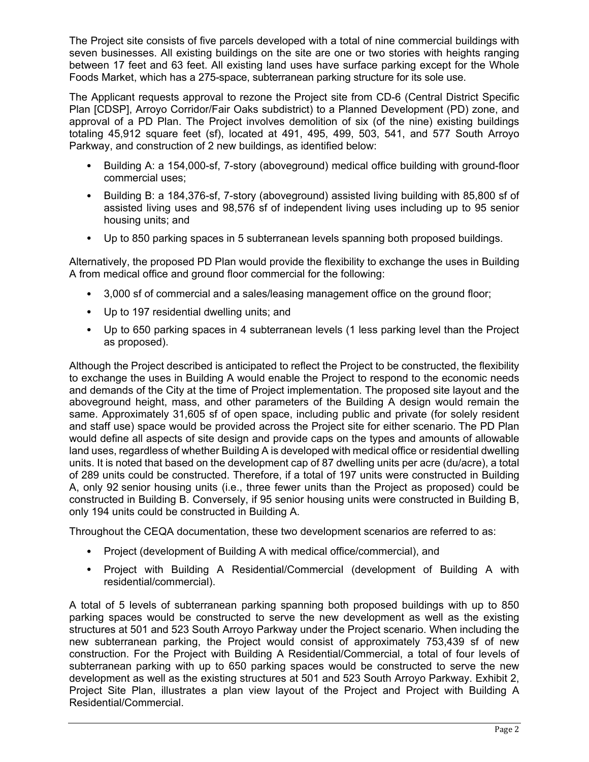The Project site consists of five parcels developed with a total of nine commercial buildings with seven businesses. All existing buildings on the site are one or two stories with heights ranging between 17 feet and 63 feet. All existing land uses have surface parking except for the Whole Foods Market, which has a 275-space, subterranean parking structure for its sole use.

The Applicant requests approval to rezone the Project site from CD-6 (Central District Specific Plan [CDSP], Arroyo Corridor/Fair Oaks subdistrict) to a Planned Development (PD) zone, and approval of a PD Plan. The Project involves demolition of six (of the nine) existing buildings totaling 45,912 square feet (sf), located at 491, 495, 499, 503, 541, and 577 South Arroyo Parkway, and construction of 2 new buildings, as identified below:

- Building A: a 154,000-sf, 7-story (aboveground) medical office building with ground-floor commercial uses;
- Building B: a 184,376-sf, 7-story (aboveground) assisted living building with 85,800 sf of assisted living uses and 98,576 sf of independent living uses including up to 95 senior housing units; and
- Up to 850 parking spaces in 5 subterranean levels spanning both proposed buildings.

Alternatively, the proposed PD Plan would provide the flexibility to exchange the uses in Building A from medical office and ground floor commercial for the following:

- 3,000 sf of commercial and a sales/leasing management office on the ground floor;
- Up to 197 residential dwelling units; and
- Up to 650 parking spaces in 4 subterranean levels (1 less parking level than the Project as proposed).

Although the Project described is anticipated to reflect the Project to be constructed, the flexibility to exchange the uses in Building A would enable the Project to respond to the economic needs and demands of the City at the time of Project implementation. The proposed site layout and the aboveground height, mass, and other parameters of the Building A design would remain the same. Approximately 31,605 sf of open space, including public and private (for solely resident and staff use) space would be provided across the Project site for either scenario. The PD Plan would define all aspects of site design and provide caps on the types and amounts of allowable land uses, regardless of whether Building A is developed with medical office or residential dwelling units. It is noted that based on the development cap of 87 dwelling units per acre (du/acre), a total of 289 units could be constructed. Therefore, if a total of 197 units were constructed in Building A, only 92 senior housing units (i.e., three fewer units than the Project as proposed) could be constructed in Building B. Conversely, if 95 senior housing units were constructed in Building B, only 194 units could be constructed in Building A.

Throughout the CEQA documentation, these two development scenarios are referred to as:

- Project (development of Building A with medical office/commercial), and
- Project with Building A Residential/Commercial (development of Building A with residential/commercial).

A total of 5 levels of subterranean parking spanning both proposed buildings with up to 850 parking spaces would be constructed to serve the new development as well as the existing structures at 501 and 523 South Arroyo Parkway under the Project scenario. When including the new subterranean parking, the Project would consist of approximately 753,439 sf of new construction. For the Project with Building A Residential/Commercial, a total of four levels of subterranean parking with up to 650 parking spaces would be constructed to serve the new development as well as the existing structures at 501 and 523 South Arroyo Parkway. Exhibit 2, Project Site Plan, illustrates a plan view layout of the Project and Project with Building A Residential/Commercial.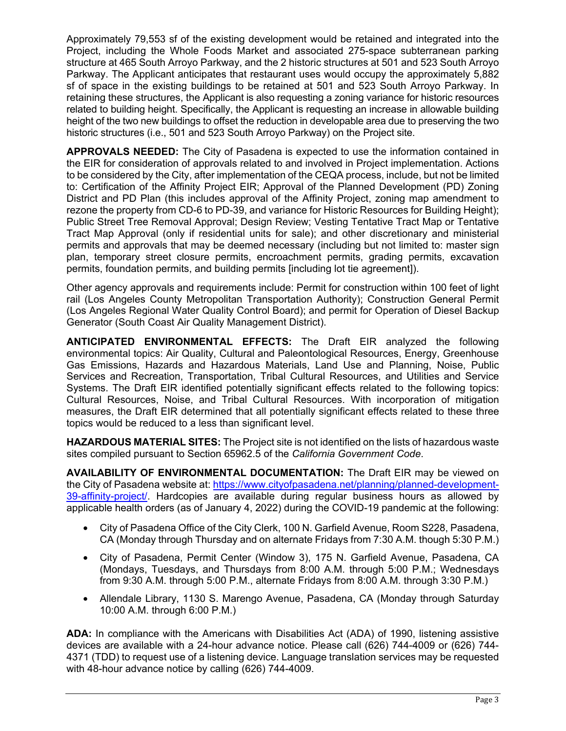Approximately 79,553 sf of the existing development would be retained and integrated into the Project, including the Whole Foods Market and associated 275-space subterranean parking structure at 465 South Arroyo Parkway, and the 2 historic structures at 501 and 523 South Arroyo Parkway. The Applicant anticipates that restaurant uses would occupy the approximately 5,882 sf of space in the existing buildings to be retained at 501 and 523 South Arroyo Parkway. In retaining these structures, the Applicant is also requesting a zoning variance for historic resources related to building height. Specifically, the Applicant is requesting an increase in allowable building height of the two new buildings to offset the reduction in developable area due to preserving the two historic structures (i.e., 501 and 523 South Arroyo Parkway) on the Project site.

**APPROVALS NEEDED:** The City of Pasadena is expected to use the information contained in the EIR for consideration of approvals related to and involved in Project implementation. Actions to be considered by the City, after implementation of the CEQA process, include, but not be limited to: Certification of the Affinity Project EIR; Approval of the Planned Development (PD) Zoning District and PD Plan (this includes approval of the Affinity Project, zoning map amendment to rezone the property from CD-6 to PD-39, and variance for Historic Resources for Building Height); Public Street Tree Removal Approval; Design Review; Vesting Tentative Tract Map or Tentative Tract Map Approval (only if residential units for sale); and other discretionary and ministerial permits and approvals that may be deemed necessary (including but not limited to: master sign plan, temporary street closure permits, encroachment permits, grading permits, excavation permits, foundation permits, and building permits [including lot tie agreement]).

Other agency approvals and requirements include: Permit for construction within 100 feet of light rail (Los Angeles County Metropolitan Transportation Authority); Construction General Permit (Los Angeles Regional Water Quality Control Board); and permit for Operation of Diesel Backup Generator (South Coast Air Quality Management District).

**ANTICIPATED ENVIRONMENTAL EFFECTS:** The Draft EIR analyzed the following environmental topics: Air Quality, Cultural and Paleontological Resources, Energy, Greenhouse Gas Emissions, Hazards and Hazardous Materials, Land Use and Planning, Noise, Public Services and Recreation, Transportation, Tribal Cultural Resources, and Utilities and Service Systems. The Draft EIR identified potentially significant effects related to the following topics: Cultural Resources, Noise, and Tribal Cultural Resources. With incorporation of mitigation measures, the Draft EIR determined that all potentially significant effects related to these three topics would be reduced to a less than significant level.

**HAZARDOUS MATERIAL SITES:** The Project site is not identified on the lists of hazardous waste sites compiled pursuant to Section 65962.5 of the *California Government Code*.

**AVAILABILITY OF ENVIRONMENTAL DOCUMENTATION:** The Draft EIR may be viewed on the City of Pasadena website at: https://www.cityofpasadena.net/planning/planned-development-39-affinity-project/. Hardcopies are available during regular business hours as allowed by applicable health orders (as of January 4, 2022) during the COVID-19 pandemic at the following:

- City of Pasadena Office of the City Clerk, 100 N. Garfield Avenue, Room S228, Pasadena, CA (Monday through Thursday and on alternate Fridays from 7:30 A.M. though 5:30 P.M.)
- City of Pasadena, Permit Center (Window 3), 175 N. Garfield Avenue, Pasadena, CA (Mondays, Tuesdays, and Thursdays from 8:00 A.M. through 5:00 P.M.; Wednesdays from 9:30 A.M. through 5:00 P.M., alternate Fridays from 8:00 A.M. through 3:30 P.M.)
- Allendale Library, 1130 S. Marengo Avenue, Pasadena, CA (Monday through Saturday 10:00 A.M. through 6:00 P.M.)

**ADA:** In compliance with the Americans with Disabilities Act (ADA) of 1990, listening assistive devices are available with a 24-hour advance notice. Please call (626) 744-4009 or (626) 744-4371 (TDD) to request use of a listening device. Language translation services may be requested with 48-hour advance notice by calling (626) 744-4009.